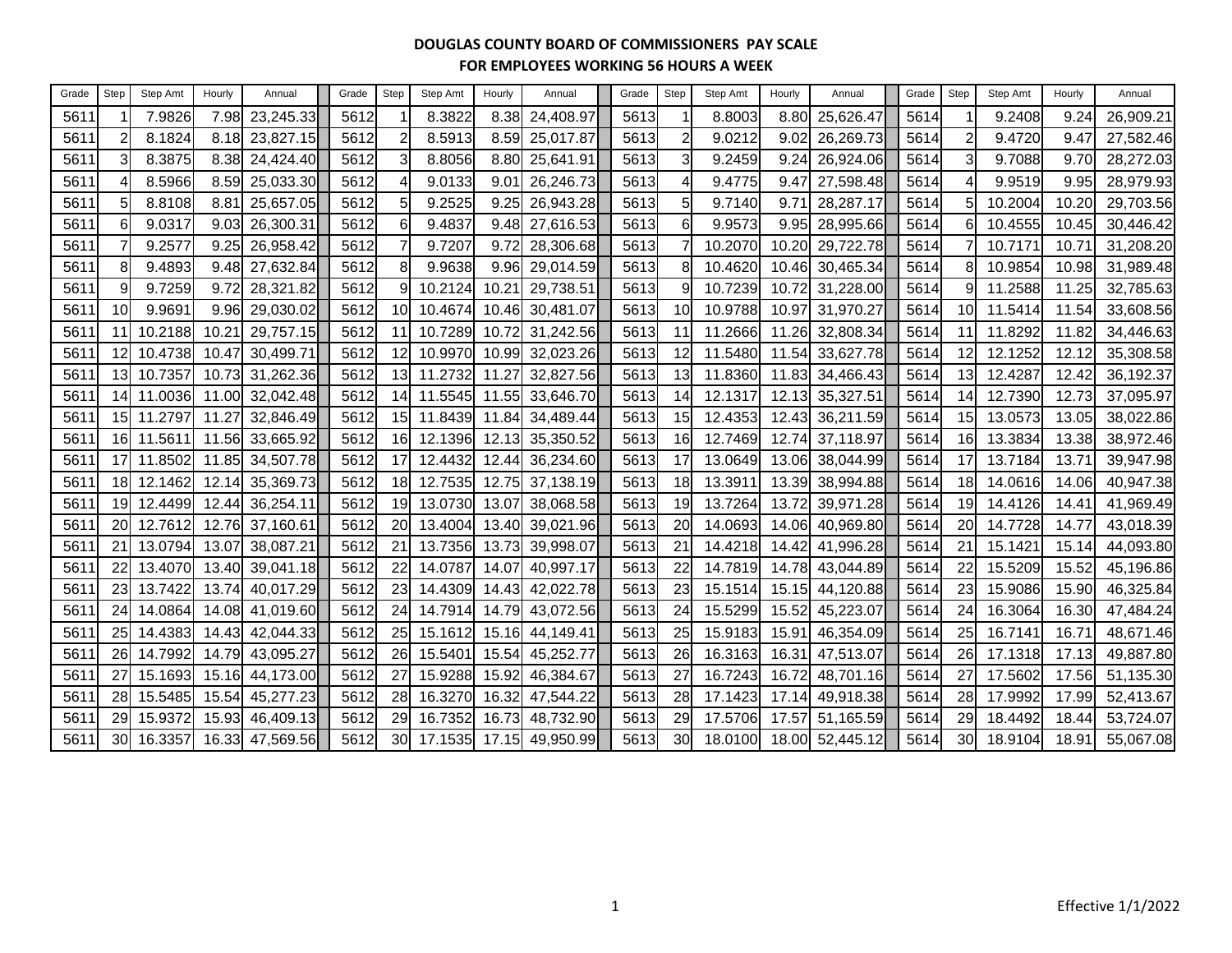**DOUGLAS COUNTY BOARD OF COMMISSIONERS PAY SCALE**

**FOR EMPLOYEES WORKING 56 HOURS A WEEK**

| Grade | Step | Step Amt | Hourly | Annual | Grade | Step | Step Amt | Hourly | Annual | Grade | Step | Step Amt | Hourly | Annual | Grade | Step | Step Amt | Hourly | Annual |
|---|---|---|---|---|---|---|---|---|---|---|---|---|---|---|---|---|---|---|---|
| 5611 | 1 | 7.9826 | 7.98 | 23,245.33 | 5612 | 1 | 8.3822 | 8.38 | 24,408.97 | 5613 | 1 | 8.8003 | 8.80 | 25,626.47 | 5614 | 1 | 9.2408 | 9.24 | 26,909.21 |
| 5611 | 2 | 8.1824 | 8.18 | 23,827.15 | 5612 | 2 | 8.5913 | 8.59 | 25,017.87 | 5613 | 2 | 9.0212 | 9.02 | 26,269.73 | 5614 | 2 | 9.4720 | 9.47 | 27,582.46 |
| 5611 | 3 | 8.3875 | 8.38 | 24,424.40 | 5612 | 3 | 8.8056 | 8.80 | 25,641.91 | 5613 | 3 | 9.2459 | 9.24 | 26,924.06 | 5614 | 3 | 9.7088 | 9.70 | 28,272.03 |
| 5611 | 4 | 8.5966 | 8.59 | 25,033.30 | 5612 | 4 | 9.0133 | 9.01 | 26,246.73 | 5613 | 4 | 9.4775 | 9.47 | 27,598.48 | 5614 | 4 | 9.9519 | 9.95 | 28,979.93 |
| 5611 | 5 | 8.8108 | 8.81 | 25,657.05 | 5612 | 5 | 9.2525 | 9.25 | 26,943.28 | 5613 | 5 | 9.7140 | 9.71 | 28,287.17 | 5614 | 5 | 10.2004 | 10.20 | 29,703.56 |
| 5611 | 6 | 9.0317 | 9.03 | 26,300.31 | 5612 | 6 | 9.4837 | 9.48 | 27,616.53 | 5613 | 6 | 9.9573 | 9.95 | 28,995.66 | 5614 | 6 | 10.4555 | 10.45 | 30,446.42 |
| 5611 | 7 | 9.2577 | 9.25 | 26,958.42 | 5612 | 7 | 9.7207 | 9.72 | 28,306.68 | 5613 | 7 | 10.2070 | 10.20 | 29,722.78 | 5614 | 7 | 10.7171 | 10.71 | 31,208.20 |
| 5611 | 8 | 9.4893 | 9.48 | 27,632.84 | 5612 | 8 | 9.9638 | 9.96 | 29,014.59 | 5613 | 8 | 10.4620 | 10.46 | 30,465.34 | 5614 | 8 | 10.9854 | 10.98 | 31,989.48 |
| 5611 | 9 | 9.7259 | 9.72 | 28,321.82 | 5612 | 9 | 10.2124 | 10.21 | 29,738.51 | 5613 | 9 | 10.7239 | 10.72 | 31,228.00 | 5614 | 9 | 11.2588 | 11.25 | 32,785.63 |
| 5611 | 10 | 9.9691 | 9.96 | 29,030.02 | 5612 | 10 | 10.4674 | 10.46 | 30,481.07 | 5613 | 10 | 10.9788 | 10.97 | 31,970.27 | 5614 | 10 | 11.5414 | 11.54 | 33,608.56 |
| 5611 | 11 | 10.2188 | 10.21 | 29,757.15 | 5612 | 11 | 10.7289 | 10.72 | 31,242.56 | 5613 | 11 | 11.2666 | 11.26 | 32,808.34 | 5614 | 11 | 11.8292 | 11.82 | 34,446.63 |
| 5611 | 12 | 10.4738 | 10.47 | 30,499.71 | 5612 | 12 | 10.9970 | 10.99 | 32,023.26 | 5613 | 12 | 11.5480 | 11.54 | 33,627.78 | 5614 | 12 | 12.1252 | 12.12 | 35,308.58 |
| 5611 | 13 | 10.7357 | 10.73 | 31,262.36 | 5612 | 13 | 11.2732 | 11.27 | 32,827.56 | 5613 | 13 | 11.8360 | 11.83 | 34,466.43 | 5614 | 13 | 12.4287 | 12.42 | 36,192.37 |
| 5611 | 14 | 11.0036 | 11.00 | 32,042.48 | 5612 | 14 | 11.5545 | 11.55 | 33,646.70 | 5613 | 14 | 12.1317 | 12.13 | 35,327.51 | 5614 | 14 | 12.7390 | 12.73 | 37,095.97 |
| 5611 | 15 | 11.2797 | 11.27 | 32,846.49 | 5612 | 15 | 11.8439 | 11.84 | 34,489.44 | 5613 | 15 | 12.4353 | 12.43 | 36,211.59 | 5614 | 15 | 13.0573 | 13.05 | 38,022.86 |
| 5611 | 16 | 11.5611 | 11.56 | 33,665.92 | 5612 | 16 | 12.1396 | 12.13 | 35,350.52 | 5613 | 16 | 12.7469 | 12.74 | 37,118.97 | 5614 | 16 | 13.3834 | 13.38 | 38,972.46 |
| 5611 | 17 | 11.8502 | 11.85 | 34,507.78 | 5612 | 17 | 12.4432 | 12.44 | 36,234.60 | 5613 | 17 | 13.0649 | 13.06 | 38,044.99 | 5614 | 17 | 13.7184 | 13.71 | 39,947.98 |
| 5611 | 18 | 12.1462 | 12.14 | 35,369.73 | 5612 | 18 | 12.7535 | 12.75 | 37,138.19 | 5613 | 18 | 13.3911 | 13.39 | 38,994.88 | 5614 | 18 | 14.0616 | 14.06 | 40,947.38 |
| 5611 | 19 | 12.4499 | 12.44 | 36,254.11 | 5612 | 19 | 13.0730 | 13.07 | 38,068.58 | 5613 | 19 | 13.7264 | 13.72 | 39,971.28 | 5614 | 19 | 14.4126 | 14.41 | 41,969.49 |
| 5611 | 20 | 12.7612 | 12.76 | 37,160.61 | 5612 | 20 | 13.4004 | 13.40 | 39,021.96 | 5613 | 20 | 14.0693 | 14.06 | 40,969.80 | 5614 | 20 | 14.7728 | 14.77 | 43,018.39 |
| 5611 | 21 | 13.0794 | 13.07 | 38,087.21 | 5612 | 21 | 13.7356 | 13.73 | 39,998.07 | 5613 | 21 | 14.4218 | 14.42 | 41,996.28 | 5614 | 21 | 15.1421 | 15.14 | 44,093.80 |
| 5611 | 22 | 13.4070 | 13.40 | 39,041.18 | 5612 | 22 | 14.0787 | 14.07 | 40,997.17 | 5613 | 22 | 14.7819 | 14.78 | 43,044.89 | 5614 | 22 | 15.5209 | 15.52 | 45,196.86 |
| 5611 | 23 | 13.7422 | 13.74 | 40,017.29 | 5612 | 23 | 14.4309 | 14.43 | 42,022.78 | 5613 | 23 | 15.1514 | 15.15 | 44,120.88 | 5614 | 23 | 15.9086 | 15.90 | 46,325.84 |
| 5611 | 24 | 14.0864 | 14.08 | 41,019.60 | 5612 | 24 | 14.7914 | 14.79 | 43,072.56 | 5613 | 24 | 15.5299 | 15.52 | 45,223.07 | 5614 | 24 | 16.3064 | 16.30 | 47,484.24 |
| 5611 | 25 | 14.4383 | 14.43 | 42,044.33 | 5612 | 25 | 15.1612 | 15.16 | 44,149.41 | 5613 | 25 | 15.9183 | 15.91 | 46,354.09 | 5614 | 25 | 16.7141 | 16.71 | 48,671.46 |
| 5611 | 26 | 14.7992 | 14.79 | 43,095.27 | 5612 | 26 | 15.5401 | 15.54 | 45,252.77 | 5613 | 26 | 16.3163 | 16.31 | 47,513.07 | 5614 | 26 | 17.1318 | 17.13 | 49,887.80 |
| 5611 | 27 | 15.1693 | 15.16 | 44,173.00 | 5612 | 27 | 15.9288 | 15.92 | 46,384.67 | 5613 | 27 | 16.7243 | 16.72 | 48,701.16 | 5614 | 27 | 17.5602 | 17.56 | 51,135.30 |
| 5611 | 28 | 15.5485 | 15.54 | 45,277.23 | 5612 | 28 | 16.3270 | 16.32 | 47,544.22 | 5613 | 28 | 17.1423 | 17.14 | 49,918.38 | 5614 | 28 | 17.9992 | 17.99 | 52,413.67 |
| 5611 | 29 | 15.9372 | 15.93 | 46,409.13 | 5612 | 29 | 16.7352 | 16.73 | 48,732.90 | 5613 | 29 | 17.5706 | 17.57 | 51,165.59 | 5614 | 29 | 18.4492 | 18.44 | 53,724.07 |
| 5611 | 30 | 16.3357 | 16.33 | 47,569.56 | 5612 | 30 | 17.1535 | 17.15 | 49,950.99 | 5613 | 30 | 18.0100 | 18.00 | 52,445.12 | 5614 | 30 | 18.9104 | 18.91 | 55,067.08 |

Effective 1/1/2022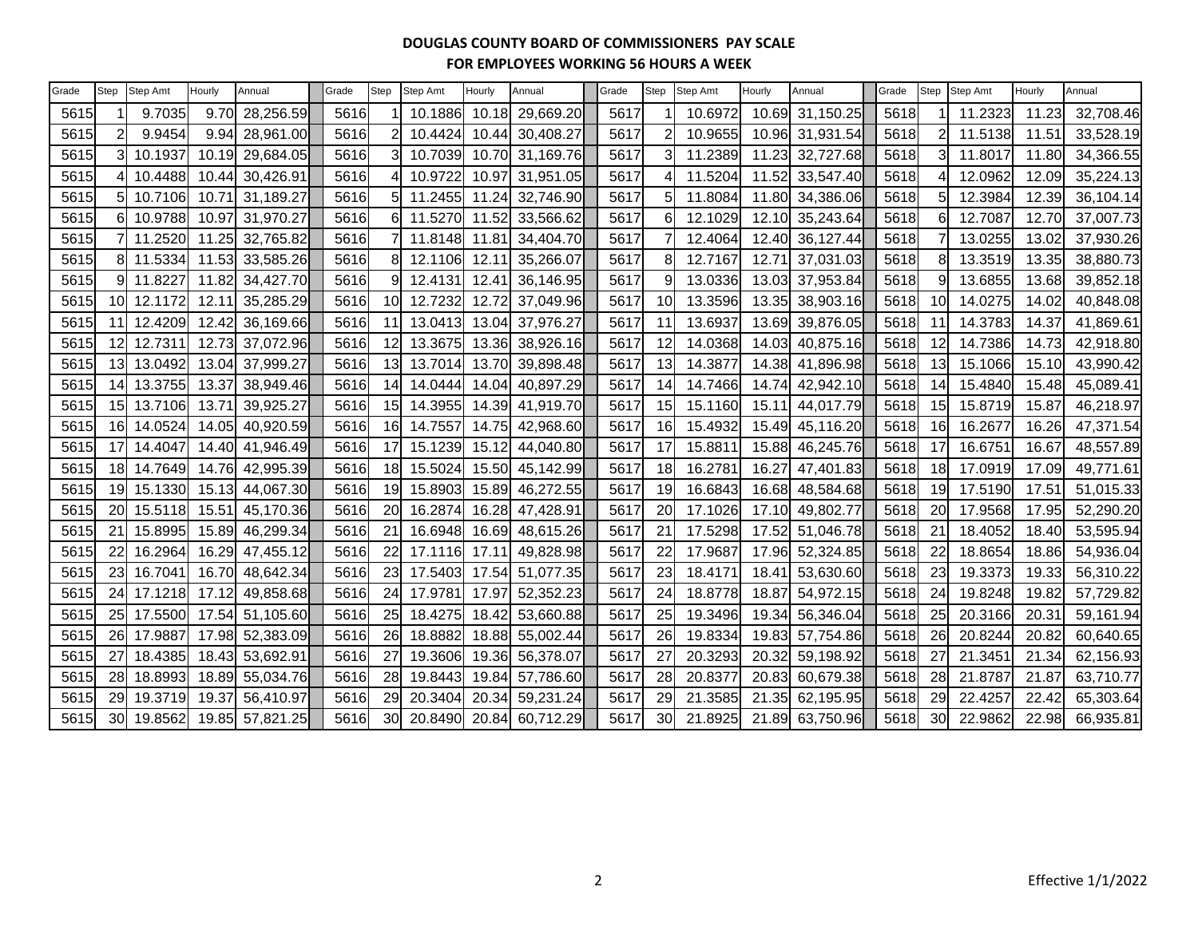**DOUGLAS COUNTY BOARD OF COMMISSIONERS PAY SCALE**
**FOR EMPLOYEES WORKING 56 HOURS A WEEK**

| Grade | Step | Step Amt | Hourly | Annual | Grade | Step | Step Amt | Hourly | Annual | Grade | Step | Step Amt | Hourly | Annual | Grade | Step | Step Amt | Hourly | Annual |
|---|---|---|---|---|---|---|---|---|---|---|---|---|---|---|---|---|---|---|---|
| 5615 | 1 | 9.7035 | 9.70 | 28,256.59 | 5616 | 1 | 10.1886 | 10.18 | 29,669.20 | 5617 | 1 | 10.6972 | 10.69 | 31,150.25 | 5618 | 1 | 11.2323 | 11.23 | 32,708.46 |
| 5615 | 2 | 9.9454 | 9.94 | 28,961.00 | 5616 | 2 | 10.4424 | 10.44 | 30,408.27 | 5617 | 2 | 10.9655 | 10.96 | 31,931.54 | 5618 | 2 | 11.5138 | 11.51 | 33,528.19 |
| 5615 | 3 | 10.1937 | 10.19 | 29,684.05 | 5616 | 3 | 10.7039 | 10.70 | 31,169.76 | 5617 | 3 | 11.2389 | 11.23 | 32,727.68 | 5618 | 3 | 11.8017 | 11.80 | 34,366.55 |
| 5615 | 4 | 10.4488 | 10.44 | 30,426.91 | 5616 | 4 | 10.9722 | 10.97 | 31,951.05 | 5617 | 4 | 11.5204 | 11.52 | 33,547.40 | 5618 | 4 | 12.0962 | 12.09 | 35,224.13 |
| 5615 | 5 | 10.7106 | 10.71 | 31,189.27 | 5616 | 5 | 11.2455 | 11.24 | 32,746.90 | 5617 | 5 | 11.8084 | 11.80 | 34,386.06 | 5618 | 5 | 12.3984 | 12.39 | 36,104.14 |
| 5615 | 6 | 10.9788 | 10.97 | 31,970.27 | 5616 | 6 | 11.5270 | 11.52 | 33,566.62 | 5617 | 6 | 12.1029 | 12.10 | 35,243.64 | 5618 | 6 | 12.7087 | 12.70 | 37,007.73 |
| 5615 | 7 | 11.2520 | 11.25 | 32,765.82 | 5616 | 7 | 11.8148 | 11.81 | 34,404.70 | 5617 | 7 | 12.4064 | 12.40 | 36,127.44 | 5618 | 7 | 13.0255 | 13.02 | 37,930.26 |
| 5615 | 8 | 11.5334 | 11.53 | 33,585.26 | 5616 | 8 | 12.1106 | 12.11 | 35,266.07 | 5617 | 8 | 12.7167 | 12.71 | 37,031.03 | 5618 | 8 | 13.3519 | 13.35 | 38,880.73 |
| 5615 | 9 | 11.8227 | 11.82 | 34,427.70 | 5616 | 9 | 12.4131 | 12.41 | 36,146.95 | 5617 | 9 | 13.0336 | 13.03 | 37,953.84 | 5618 | 9 | 13.6855 | 13.68 | 39,852.18 |
| 5615 | 10 | 12.1172 | 12.11 | 35,285.29 | 5616 | 10 | 12.7232 | 12.72 | 37,049.96 | 5617 | 10 | 13.3596 | 13.35 | 38,903.16 | 5618 | 10 | 14.0275 | 14.02 | 40,848.08 |
| 5615 | 11 | 12.4209 | 12.42 | 36,169.66 | 5616 | 11 | 13.0413 | 13.04 | 37,976.27 | 5617 | 11 | 13.6937 | 13.69 | 39,876.05 | 5618 | 11 | 14.3783 | 14.37 | 41,869.61 |
| 5615 | 12 | 12.7311 | 12.73 | 37,072.96 | 5616 | 12 | 13.3675 | 13.36 | 38,926.16 | 5617 | 12 | 14.0368 | 14.03 | 40,875.16 | 5618 | 12 | 14.7386 | 14.73 | 42,918.80 |
| 5615 | 13 | 13.0492 | 13.04 | 37,999.27 | 5616 | 13 | 13.7014 | 13.70 | 39,898.48 | 5617 | 13 | 14.3877 | 14.38 | 41,896.98 | 5618 | 13 | 15.1066 | 15.10 | 43,990.42 |
| 5615 | 14 | 13.3755 | 13.37 | 38,949.46 | 5616 | 14 | 14.0444 | 14.04 | 40,897.29 | 5617 | 14 | 14.7466 | 14.74 | 42,942.10 | 5618 | 14 | 15.4840 | 15.48 | 45,089.41 |
| 5615 | 15 | 13.7106 | 13.71 | 39,925.27 | 5616 | 15 | 14.3955 | 14.39 | 41,919.70 | 5617 | 15 | 15.1160 | 15.11 | 44,017.79 | 5618 | 15 | 15.8719 | 15.87 | 46,218.97 |
| 5615 | 16 | 14.0524 | 14.05 | 40,920.59 | 5616 | 16 | 14.7557 | 14.75 | 42,968.60 | 5617 | 16 | 15.4932 | 15.49 | 45,116.20 | 5618 | 16 | 16.2677 | 16.26 | 47,371.54 |
| 5615 | 17 | 14.4047 | 14.40 | 41,946.49 | 5616 | 17 | 15.1239 | 15.12 | 44,040.80 | 5617 | 17 | 15.8811 | 15.88 | 46,245.76 | 5618 | 17 | 16.6751 | 16.67 | 48,557.89 |
| 5615 | 18 | 14.7649 | 14.76 | 42,995.39 | 5616 | 18 | 15.5024 | 15.50 | 45,142.99 | 5617 | 18 | 16.2781 | 16.27 | 47,401.83 | 5618 | 18 | 17.0919 | 17.09 | 49,771.61 |
| 5615 | 19 | 15.1330 | 15.13 | 44,067.30 | 5616 | 19 | 15.8903 | 15.89 | 46,272.55 | 5617 | 19 | 16.6843 | 16.68 | 48,584.68 | 5618 | 19 | 17.5190 | 17.51 | 51,015.33 |
| 5615 | 20 | 15.5118 | 15.51 | 45,170.36 | 5616 | 20 | 16.2874 | 16.28 | 47,428.91 | 5617 | 20 | 17.1026 | 17.10 | 49,802.77 | 5618 | 20 | 17.9568 | 17.95 | 52,290.20 |
| 5615 | 21 | 15.8995 | 15.89 | 46,299.34 | 5616 | 21 | 16.6948 | 16.69 | 48,615.26 | 5617 | 21 | 17.5298 | 17.52 | 51,046.78 | 5618 | 21 | 18.4052 | 18.40 | 53,595.94 |
| 5615 | 22 | 16.2964 | 16.29 | 47,455.12 | 5616 | 22 | 17.1116 | 17.11 | 49,828.98 | 5617 | 22 | 17.9687 | 17.96 | 52,324.85 | 5618 | 22 | 18.8654 | 18.86 | 54,936.04 |
| 5615 | 23 | 16.7041 | 16.70 | 48,642.34 | 5616 | 23 | 17.5403 | 17.54 | 51,077.35 | 5617 | 23 | 18.4171 | 18.41 | 53,630.60 | 5618 | 23 | 19.3373 | 19.33 | 56,310.22 |
| 5615 | 24 | 17.1218 | 17.12 | 49,858.68 | 5616 | 24 | 17.9781 | 17.97 | 52,352.23 | 5617 | 24 | 18.8778 | 18.87 | 54,972.15 | 5618 | 24 | 19.8248 | 19.82 | 57,729.82 |
| 5615 | 25 | 17.5500 | 17.54 | 51,105.60 | 5616 | 25 | 18.4275 | 18.42 | 53,660.88 | 5617 | 25 | 19.3496 | 19.34 | 56,346.04 | 5618 | 25 | 20.3166 | 20.31 | 59,161.94 |
| 5615 | 26 | 17.9887 | 17.98 | 52,383.09 | 5616 | 26 | 18.8882 | 18.88 | 55,002.44 | 5617 | 26 | 19.8334 | 19.83 | 57,754.86 | 5618 | 26 | 20.8244 | 20.82 | 60,640.65 |
| 5615 | 27 | 18.4385 | 18.43 | 53,692.91 | 5616 | 27 | 19.3606 | 19.36 | 56,378.07 | 5617 | 27 | 20.3293 | 20.32 | 59,198.92 | 5618 | 27 | 21.3451 | 21.34 | 62,156.93 |
| 5615 | 28 | 18.8993 | 18.89 | 55,034.76 | 5616 | 28 | 19.8443 | 19.84 | 57,786.60 | 5617 | 28 | 20.8377 | 20.83 | 60,679.38 | 5618 | 28 | 21.8787 | 21.87 | 63,710.77 |
| 5615 | 29 | 19.3719 | 19.37 | 56,410.97 | 5616 | 29 | 20.3404 | 20.34 | 59,231.24 | 5617 | 29 | 21.3585 | 21.35 | 62,195.95 | 5618 | 29 | 22.4257 | 22.42 | 65,303.64 |
| 5615 | 30 | 19.8562 | 19.85 | 57,821.25 | 5616 | 30 | 20.8490 | 20.84 | 60,712.29 | 5617 | 30 | 21.8925 | 21.89 | 63,750.96 | 5618 | 30 | 22.9862 | 22.98 | 66,935.81 |

Effective 1/1/2022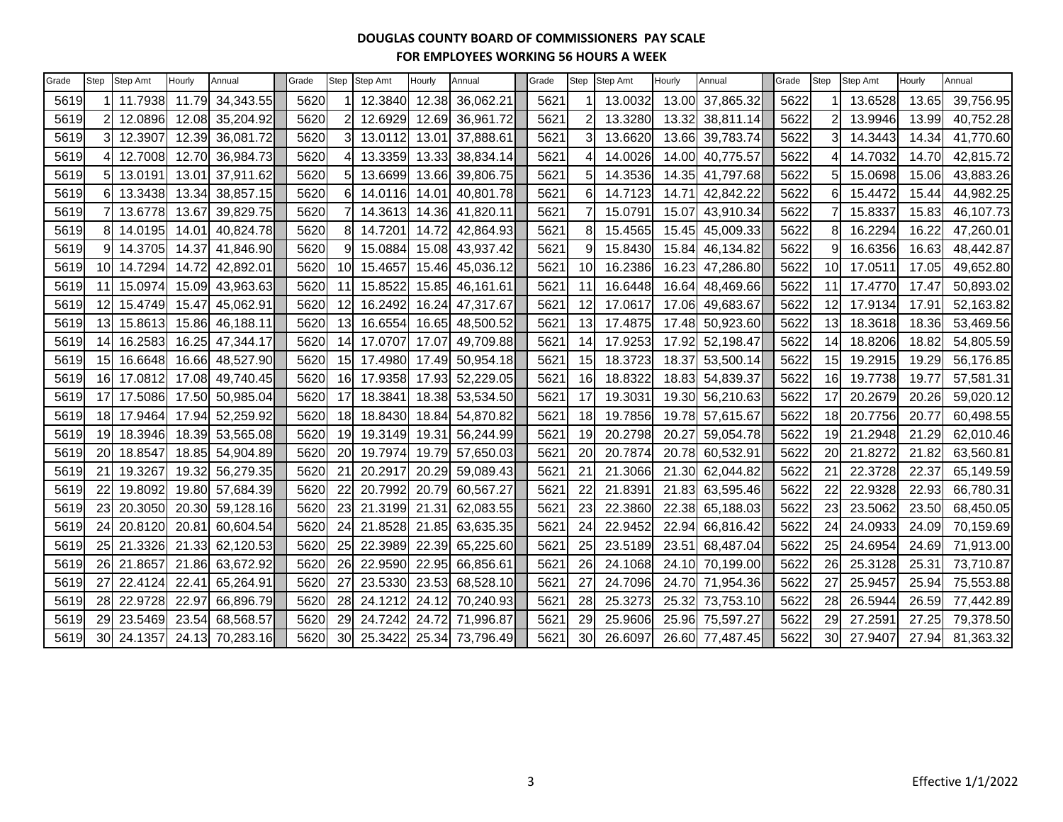**DOUGLAS COUNTY BOARD OF COMMISSIONERS PAY SCALE**

**FOR EMPLOYEES WORKING 56 HOURS A WEEK**

| Grade | Step | Step Amt | Hourly | Annual | Grade | Step | Step Amt | Hourly | Annual | Grade | Step | Step Amt | Hourly | Annual | Grade | Step | Step Amt | Hourly | Annual |
|---|---|---|---|---|---|---|---|---|---|---|---|---|---|---|---|---|---|---|---|
| 5619 | 1 | 11.7938 | 11.79 | 34,343.55 | 5620 | 1 | 12.3840 | 12.38 | 36,062.21 | 5621 | 1 | 13.0032 | 13.00 | 37,865.32 | 5622 | 1 | 13.6528 | 13.65 | 39,756.95 |
| 5619 | 2 | 12.0896 | 12.08 | 35,204.92 | 5620 | 2 | 12.6929 | 12.69 | 36,961.72 | 5621 | 2 | 13.3280 | 13.32 | 38,811.14 | 5622 | 2 | 13.9946 | 13.99 | 40,752.28 |
| 5619 | 3 | 12.3907 | 12.39 | 36,081.72 | 5620 | 3 | 13.0112 | 13.01 | 37,888.61 | 5621 | 3 | 13.6620 | 13.66 | 39,783.74 | 5622 | 3 | 14.3443 | 14.34 | 41,770.60 |
| 5619 | 4 | 12.7008 | 12.70 | 36,984.73 | 5620 | 4 | 13.3359 | 13.33 | 38,834.14 | 5621 | 4 | 14.0026 | 14.00 | 40,775.57 | 5622 | 4 | 14.7032 | 14.70 | 42,815.72 |
| 5619 | 5 | 13.0191 | 13.01 | 37,911.62 | 5620 | 5 | 13.6699 | 13.66 | 39,806.75 | 5621 | 5 | 14.3536 | 14.35 | 41,797.68 | 5622 | 5 | 15.0698 | 15.06 | 43,883.26 |
| 5619 | 6 | 13.3438 | 13.34 | 38,857.15 | 5620 | 6 | 14.0116 | 14.01 | 40,801.78 | 5621 | 6 | 14.7123 | 14.71 | 42,842.22 | 5622 | 6 | 15.4472 | 15.44 | 44,982.25 |
| 5619 | 7 | 13.6778 | 13.67 | 39,829.75 | 5620 | 7 | 14.3613 | 14.36 | 41,820.11 | 5621 | 7 | 15.0791 | 15.07 | 43,910.34 | 5622 | 7 | 15.8337 | 15.83 | 46,107.73 |
| 5619 | 8 | 14.0195 | 14.01 | 40,824.78 | 5620 | 8 | 14.7201 | 14.72 | 42,864.93 | 5621 | 8 | 15.4565 | 15.45 | 45,009.33 | 5622 | 8 | 16.2294 | 16.22 | 47,260.01 |
| 5619 | 9 | 14.3705 | 14.37 | 41,846.90 | 5620 | 9 | 15.0884 | 15.08 | 43,937.42 | 5621 | 9 | 15.8430 | 15.84 | 46,134.82 | 5622 | 9 | 16.6356 | 16.63 | 48,442.87 |
| 5619 | 10 | 14.7294 | 14.72 | 42,892.01 | 5620 | 10 | 15.4657 | 15.46 | 45,036.12 | 5621 | 10 | 16.2386 | 16.23 | 47,286.80 | 5622 | 10 | 17.0511 | 17.05 | 49,652.80 |
| 5619 | 11 | 15.0974 | 15.09 | 43,963.63 | 5620 | 11 | 15.8522 | 15.85 | 46,161.61 | 5621 | 11 | 16.6448 | 16.64 | 48,469.66 | 5622 | 11 | 17.4770 | 17.47 | 50,893.02 |
| 5619 | 12 | 15.4749 | 15.47 | 45,062.91 | 5620 | 12 | 16.2492 | 16.24 | 47,317.67 | 5621 | 12 | 17.0617 | 17.06 | 49,683.67 | 5622 | 12 | 17.9134 | 17.91 | 52,163.82 |
| 5619 | 13 | 15.8613 | 15.86 | 46,188.11 | 5620 | 13 | 16.6554 | 16.65 | 48,500.52 | 5621 | 13 | 17.4875 | 17.48 | 50,923.60 | 5622 | 13 | 18.3618 | 18.36 | 53,469.56 |
| 5619 | 14 | 16.2583 | 16.25 | 47,344.17 | 5620 | 14 | 17.0707 | 17.07 | 49,709.88 | 5621 | 14 | 17.9253 | 17.92 | 52,198.47 | 5622 | 14 | 18.8206 | 18.82 | 54,805.59 |
| 5619 | 15 | 16.6648 | 16.66 | 48,527.90 | 5620 | 15 | 17.4980 | 17.49 | 50,954.18 | 5621 | 15 | 18.3723 | 18.37 | 53,500.14 | 5622 | 15 | 19.2915 | 19.29 | 56,176.85 |
| 5619 | 16 | 17.0812 | 17.08 | 49,740.45 | 5620 | 16 | 17.9358 | 17.93 | 52,229.05 | 5621 | 16 | 18.8322 | 18.83 | 54,839.37 | 5622 | 16 | 19.7738 | 19.77 | 57,581.31 |
| 5619 | 17 | 17.5086 | 17.50 | 50,985.04 | 5620 | 17 | 18.3841 | 18.38 | 53,534.50 | 5621 | 17 | 19.3031 | 19.30 | 56,210.63 | 5622 | 17 | 20.2679 | 20.26 | 59,020.12 |
| 5619 | 18 | 17.9464 | 17.94 | 52,259.92 | 5620 | 18 | 18.8430 | 18.84 | 54,870.82 | 5621 | 18 | 19.7856 | 19.78 | 57,615.67 | 5622 | 18 | 20.7756 | 20.77 | 60,498.55 |
| 5619 | 19 | 18.3946 | 18.39 | 53,565.08 | 5620 | 19 | 19.3149 | 19.31 | 56,244.99 | 5621 | 19 | 20.2798 | 20.27 | 59,054.78 | 5622 | 19 | 21.2948 | 21.29 | 62,010.46 |
| 5619 | 20 | 18.8547 | 18.85 | 54,904.89 | 5620 | 20 | 19.7974 | 19.79 | 57,650.03 | 5621 | 20 | 20.7874 | 20.78 | 60,532.91 | 5622 | 20 | 21.8272 | 21.82 | 63,560.81 |
| 5619 | 21 | 19.3267 | 19.32 | 56,279.35 | 5620 | 21 | 20.2917 | 20.29 | 59,089.43 | 5621 | 21 | 21.3066 | 21.30 | 62,044.82 | 5622 | 21 | 22.3728 | 22.37 | 65,149.59 |
| 5619 | 22 | 19.8092 | 19.80 | 57,684.39 | 5620 | 22 | 20.7992 | 20.79 | 60,567.27 | 5621 | 22 | 21.8391 | 21.83 | 63,595.46 | 5622 | 22 | 22.9328 | 22.93 | 66,780.31 |
| 5619 | 23 | 20.3050 | 20.30 | 59,128.16 | 5620 | 23 | 21.3199 | 21.31 | 62,083.55 | 5621 | 23 | 22.3860 | 22.38 | 65,188.03 | 5622 | 23 | 23.5062 | 23.50 | 68,450.05 |
| 5619 | 24 | 20.8120 | 20.81 | 60,604.54 | 5620 | 24 | 21.8528 | 21.85 | 63,635.35 | 5621 | 24 | 22.9452 | 22.94 | 66,816.42 | 5622 | 24 | 24.0933 | 24.09 | 70,159.69 |
| 5619 | 25 | 21.3326 | 21.33 | 62,120.53 | 5620 | 25 | 22.3989 | 22.39 | 65,225.60 | 5621 | 25 | 23.5189 | 23.51 | 68,487.04 | 5622 | 25 | 24.6954 | 24.69 | 71,913.00 |
| 5619 | 26 | 21.8657 | 21.86 | 63,672.92 | 5620 | 26 | 22.9590 | 22.95 | 66,856.61 | 5621 | 26 | 24.1068 | 24.10 | 70,199.00 | 5622 | 26 | 25.3128 | 25.31 | 73,710.87 |
| 5619 | 27 | 22.4124 | 22.41 | 65,264.91 | 5620 | 27 | 23.5330 | 23.53 | 68,528.10 | 5621 | 27 | 24.7096 | 24.70 | 71,954.36 | 5622 | 27 | 25.9457 | 25.94 | 75,553.88 |
| 5619 | 28 | 22.9728 | 22.97 | 66,896.79 | 5620 | 28 | 24.1212 | 24.12 | 70,240.93 | 5621 | 28 | 25.3273 | 25.32 | 73,753.10 | 5622 | 28 | 26.5944 | 26.59 | 77,442.89 |
| 5619 | 29 | 23.5469 | 23.54 | 68,568.57 | 5620 | 29 | 24.7242 | 24.72 | 71,996.87 | 5621 | 29 | 25.9606 | 25.96 | 75,597.27 | 5622 | 29 | 27.2591 | 27.25 | 79,378.50 |
| 5619 | 30 | 24.1357 | 24.13 | 70,283.16 | 5620 | 30 | 25.3422 | 25.34 | 73,796.49 | 5621 | 30 | 26.6097 | 26.60 | 77,487.45 | 5622 | 30 | 27.9407 | 27.94 | 81,363.32 |

Effective 1/1/2022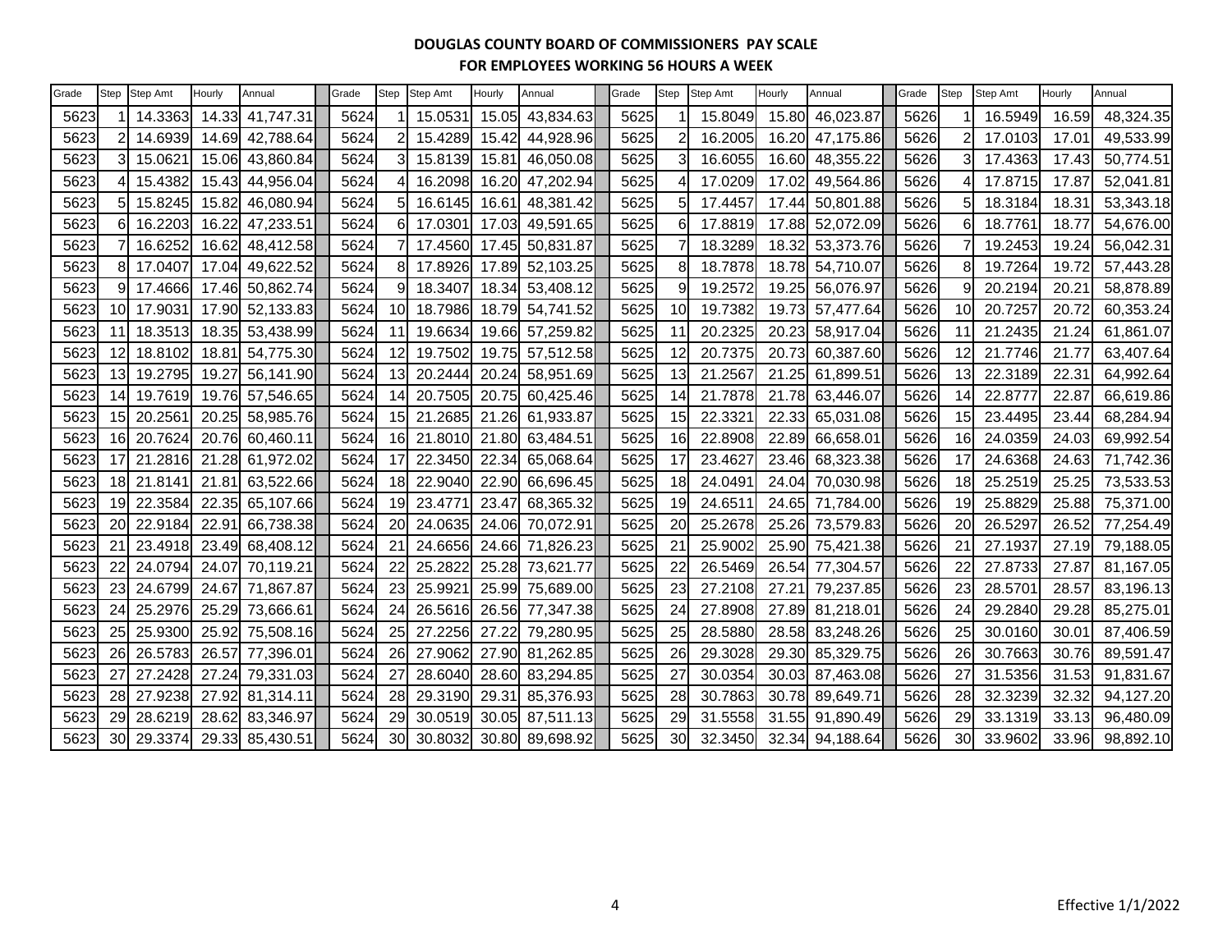# DOUGLAS COUNTY BOARD OF COMMISSIONERS PAY SCALE
## FOR EMPLOYEES WORKING 56 HOURS A WEEK

| Grade | Step | Step Amt | Hourly | Annual | Grade | Step | Step Amt | Hourly | Annual | Grade | Step | Step Amt | Hourly | Annual | Grade | Step | Step Amt | Hourly | Annual |
|---|---|---|---|---|---|---|---|---|---|---|---|---|---|---|---|---|---|---|---|
| 5623 | 1 | 14.3363 | 14.33 | 41,747.31 | 5624 | 1 | 15.0531 | 15.05 | 43,834.63 | 5625 | 1 | 15.8049 | 15.80 | 46,023.87 | 5626 | 1 | 16.5949 | 16.59 | 48,324.35 |
| 5623 | 2 | 14.6939 | 14.69 | 42,788.64 | 5624 | 2 | 15.4289 | 15.42 | 44,928.96 | 5625 | 2 | 16.2005 | 16.20 | 47,175.86 | 5626 | 2 | 17.0103 | 17.01 | 49,533.99 |
| 5623 | 3 | 15.0621 | 15.06 | 43,860.84 | 5624 | 3 | 15.8139 | 15.81 | 46,050.08 | 5625 | 3 | 16.6055 | 16.60 | 48,355.22 | 5626 | 3 | 17.4363 | 17.43 | 50,774.51 |
| 5623 | 4 | 15.4382 | 15.43 | 44,956.04 | 5624 | 4 | 16.2098 | 16.20 | 47,202.94 | 5625 | 4 | 17.0209 | 17.02 | 49,564.86 | 5626 | 4 | 17.8715 | 17.87 | 52,041.81 |
| 5623 | 5 | 15.8245 | 15.82 | 46,080.94 | 5624 | 5 | 16.6145 | 16.61 | 48,381.42 | 5625 | 5 | 17.4457 | 17.44 | 50,801.88 | 5626 | 5 | 18.3184 | 18.31 | 53,343.18 |
| 5623 | 6 | 16.2203 | 16.22 | 47,233.51 | 5624 | 6 | 17.0301 | 17.03 | 49,591.65 | 5625 | 6 | 17.8819 | 17.88 | 52,072.09 | 5626 | 6 | 18.7761 | 18.77 | 54,676.00 |
| 5623 | 7 | 16.6252 | 16.62 | 48,412.58 | 5624 | 7 | 17.4560 | 17.45 | 50,831.87 | 5625 | 7 | 18.3289 | 18.32 | 53,373.76 | 5626 | 7 | 19.2453 | 19.24 | 56,042.31 |
| 5623 | 8 | 17.0407 | 17.04 | 49,622.52 | 5624 | 8 | 17.8926 | 17.89 | 52,103.25 | 5625 | 8 | 18.7878 | 18.78 | 54,710.07 | 5626 | 8 | 19.7264 | 19.72 | 57,443.28 |
| 5623 | 9 | 17.4666 | 17.46 | 50,862.74 | 5624 | 9 | 18.3407 | 18.34 | 53,408.12 | 5625 | 9 | 19.2572 | 19.25 | 56,076.97 | 5626 | 9 | 20.2194 | 20.21 | 58,878.89 |
| 5623 | 10 | 17.9031 | 17.90 | 52,133.83 | 5624 | 10 | 18.7986 | 18.79 | 54,741.52 | 5625 | 10 | 19.7382 | 19.73 | 57,477.64 | 5626 | 10 | 20.7257 | 20.72 | 60,353.24 |
| 5623 | 11 | 18.3513 | 18.35 | 53,438.99 | 5624 | 11 | 19.6634 | 19.66 | 57,259.82 | 5625 | 11 | 20.2325 | 20.23 | 58,917.04 | 5626 | 11 | 21.2435 | 21.24 | 61,861.07 |
| 5623 | 12 | 18.8102 | 18.81 | 54,775.30 | 5624 | 12 | 19.7502 | 19.75 | 57,512.58 | 5625 | 12 | 20.7375 | 20.73 | 60,387.60 | 5626 | 12 | 21.7746 | 21.77 | 63,407.64 |
| 5623 | 13 | 19.2795 | 19.27 | 56,141.90 | 5624 | 13 | 20.2444 | 20.24 | 58,951.69 | 5625 | 13 | 21.2567 | 21.25 | 61,899.51 | 5626 | 13 | 22.3189 | 22.31 | 64,992.64 |
| 5623 | 14 | 19.7619 | 19.76 | 57,546.65 | 5624 | 14 | 20.7505 | 20.75 | 60,425.46 | 5625 | 14 | 21.7878 | 21.78 | 63,446.07 | 5626 | 14 | 22.8777 | 22.87 | 66,619.86 |
| 5623 | 15 | 20.2561 | 20.25 | 58,985.76 | 5624 | 15 | 21.2685 | 21.26 | 61,933.87 | 5625 | 15 | 22.3321 | 22.33 | 65,031.08 | 5626 | 15 | 23.4495 | 23.44 | 68,284.94 |
| 5623 | 16 | 20.7624 | 20.76 | 60,460.11 | 5624 | 16 | 21.8010 | 21.80 | 63,484.51 | 5625 | 16 | 22.8908 | 22.89 | 66,658.01 | 5626 | 16 | 24.0359 | 24.03 | 69,992.54 |
| 5623 | 17 | 21.2816 | 21.28 | 61,972.02 | 5624 | 17 | 22.3450 | 22.34 | 65,068.64 | 5625 | 17 | 23.4627 | 23.46 | 68,323.38 | 5626 | 17 | 24.6368 | 24.63 | 71,742.36 |
| 5623 | 18 | 21.8141 | 21.81 | 63,522.66 | 5624 | 18 | 22.9040 | 22.90 | 66,696.45 | 5625 | 18 | 24.0491 | 24.04 | 70,030.98 | 5626 | 18 | 25.2519 | 25.25 | 73,533.53 |
| 5623 | 19 | 22.3584 | 22.35 | 65,107.66 | 5624 | 19 | 23.4771 | 23.47 | 68,365.32 | 5625 | 19 | 24.6511 | 24.65 | 71,784.00 | 5626 | 19 | 25.8829 | 25.88 | 75,371.00 |
| 5623 | 20 | 22.9184 | 22.91 | 66,738.38 | 5624 | 20 | 24.0635 | 24.06 | 70,072.91 | 5625 | 20 | 25.2678 | 25.26 | 73,579.83 | 5626 | 20 | 26.5297 | 26.52 | 77,254.49 |
| 5623 | 21 | 23.4918 | 23.49 | 68,408.12 | 5624 | 21 | 24.6656 | 24.66 | 71,826.23 | 5625 | 21 | 25.9002 | 25.90 | 75,421.38 | 5626 | 21 | 27.1937 | 27.19 | 79,188.05 |
| 5623 | 22 | 24.0794 | 24.07 | 70,119.21 | 5624 | 22 | 25.2822 | 25.28 | 73,621.77 | 5625 | 22 | 26.5469 | 26.54 | 77,304.57 | 5626 | 22 | 27.8733 | 27.87 | 81,167.05 |
| 5623 | 23 | 24.6799 | 24.67 | 71,867.87 | 5624 | 23 | 25.9921 | 25.99 | 75,689.00 | 5625 | 23 | 27.2108 | 27.21 | 79,237.85 | 5626 | 23 | 28.5701 | 28.57 | 83,196.13 |
| 5623 | 24 | 25.2976 | 25.29 | 73,666.61 | 5624 | 24 | 26.5616 | 26.56 | 77,347.38 | 5625 | 24 | 27.8908 | 27.89 | 81,218.01 | 5626 | 24 | 29.2840 | 29.28 | 85,275.01 |
| 5623 | 25 | 25.9300 | 25.92 | 75,508.16 | 5624 | 25 | 27.2256 | 27.22 | 79,280.95 | 5625 | 25 | 28.5880 | 28.58 | 83,248.26 | 5626 | 25 | 30.0160 | 30.01 | 87,406.59 |
| 5623 | 26 | 26.5783 | 26.57 | 77,396.01 | 5624 | 26 | 27.9062 | 27.90 | 81,262.85 | 5625 | 26 | 29.3028 | 29.30 | 85,329.75 | 5626 | 26 | 30.7663 | 30.76 | 89,591.47 |
| 5623 | 27 | 27.2428 | 27.24 | 79,331.03 | 5624 | 27 | 28.6040 | 28.60 | 83,294.85 | 5625 | 27 | 30.0354 | 30.03 | 87,463.08 | 5626 | 27 | 31.5356 | 31.53 | 91,831.67 |
| 5623 | 28 | 27.9238 | 27.92 | 81,314.11 | 5624 | 28 | 29.3190 | 29.31 | 85,376.93 | 5625 | 28 | 30.7863 | 30.78 | 89,649.71 | 5626 | 28 | 32.3239 | 32.32 | 94,127.20 |
| 5623 | 29 | 28.6219 | 28.62 | 83,346.97 | 5624 | 29 | 30.0519 | 30.05 | 87,511.13 | 5625 | 29 | 31.5558 | 31.55 | 91,890.49 | 5626 | 29 | 33.1319 | 33.13 | 96,480.09 |
| 5623 | 30 | 29.3374 | 29.33 | 85,430.51 | 5624 | 30 | 30.8032 | 30.80 | 89,698.92 | 5625 | 30 | 32.3450 | 32.34 | 94,188.64 | 5626 | 30 | 33.9602 | 33.96 | 98,892.10 |

Effective 1/1/2022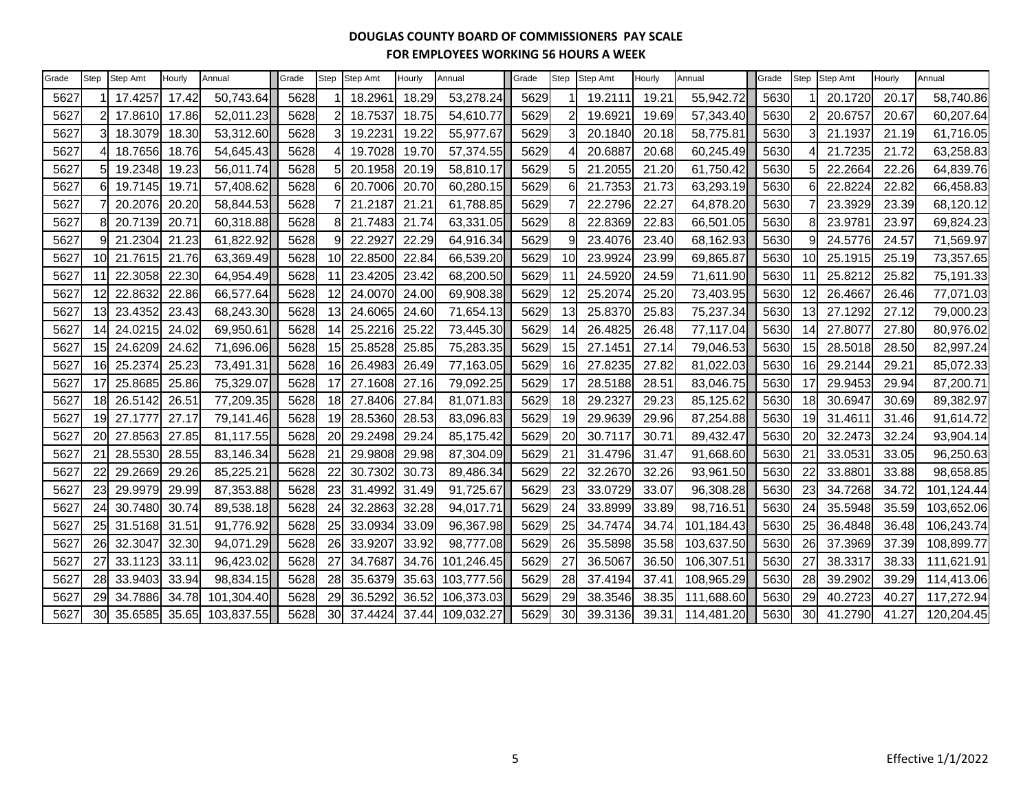# DOUGLAS COUNTY BOARD OF COMMISSIONERS PAY SCALE

## FOR EMPLOYEES WORKING 56 HOURS A WEEK

| Grade | Step | Step Amt | Hourly | Annual | Grade | Step | Step Amt | Hourly | Annual | Grade | Step | Step Amt | Hourly | Annual | Grade | Step | Step Amt | Hourly | Annual |
|---|---|---|---|---|---|---|---|---|---|---|---|---|---|---|---|---|---|---|---|
| 5627 | 1 | 17.4257 | 17.42 | 50,743.64 | 5628 | 1 | 18.2961 | 18.29 | 53,278.24 | 5629 | 1 | 19.2111 | 19.21 | 55,942.72 | 5630 | 1 | 20.1720 | 20.17 | 58,740.86 |
| 5627 | 2 | 17.8610 | 17.86 | 52,011.23 | 5628 | 2 | 18.7537 | 18.75 | 54,610.77 | 5629 | 2 | 19.6921 | 19.69 | 57,343.40 | 5630 | 2 | 20.6757 | 20.67 | 60,207.64 |
| 5627 | 3 | 18.3079 | 18.30 | 53,312.60 | 5628 | 3 | 19.2231 | 19.22 | 55,977.67 | 5629 | 3 | 20.1840 | 20.18 | 58,775.81 | 5630 | 3 | 21.1937 | 21.19 | 61,716.05 |
| 5627 | 4 | 18.7656 | 18.76 | 54,645.43 | 5628 | 4 | 19.7028 | 19.70 | 57,374.55 | 5629 | 4 | 20.6887 | 20.68 | 60,245.49 | 5630 | 4 | 21.7235 | 21.72 | 63,258.83 |
| 5627 | 5 | 19.2348 | 19.23 | 56,011.74 | 5628 | 5 | 20.1958 | 20.19 | 58,810.17 | 5629 | 5 | 21.2055 | 21.20 | 61,750.42 | 5630 | 5 | 22.2664 | 22.26 | 64,839.76 |
| 5627 | 6 | 19.7145 | 19.71 | 57,408.62 | 5628 | 6 | 20.7006 | 20.70 | 60,280.15 | 5629 | 6 | 21.7353 | 21.73 | 63,293.19 | 5630 | 6 | 22.8224 | 22.82 | 66,458.83 |
| 5627 | 7 | 20.2076 | 20.20 | 58,844.53 | 5628 | 7 | 21.2187 | 21.21 | 61,788.85 | 5629 | 7 | 22.2796 | 22.27 | 64,878.20 | 5630 | 7 | 23.3929 | 23.39 | 68,120.12 |
| 5627 | 8 | 20.7139 | 20.71 | 60,318.88 | 5628 | 8 | 21.7483 | 21.74 | 63,331.05 | 5629 | 8 | 22.8369 | 22.83 | 66,501.05 | 5630 | 8 | 23.9781 | 23.97 | 69,824.23 |
| 5627 | 9 | 21.2304 | 21.23 | 61,822.92 | 5628 | 9 | 22.2927 | 22.29 | 64,916.34 | 5629 | 9 | 23.4076 | 23.40 | 68,162.93 | 5630 | 9 | 24.5776 | 24.57 | 71,569.97 |
| 5627 | 10 | 21.7615 | 21.76 | 63,369.49 | 5628 | 10 | 22.8500 | 22.84 | 66,539.20 | 5629 | 10 | 23.9924 | 23.99 | 69,865.87 | 5630 | 10 | 25.1915 | 25.19 | 73,357.65 |
| 5627 | 11 | 22.3058 | 22.30 | 64,954.49 | 5628 | 11 | 23.4205 | 23.42 | 68,200.50 | 5629 | 11 | 24.5920 | 24.59 | 71,611.90 | 5630 | 11 | 25.8212 | 25.82 | 75,191.33 |
| 5627 | 12 | 22.8632 | 22.86 | 66,577.64 | 5628 | 12 | 24.0070 | 24.00 | 69,908.38 | 5629 | 12 | 25.2074 | 25.20 | 73,403.95 | 5630 | 12 | 26.4667 | 26.46 | 77,071.03 |
| 5627 | 13 | 23.4352 | 23.43 | 68,243.30 | 5628 | 13 | 24.6065 | 24.60 | 71,654.13 | 5629 | 13 | 25.8370 | 25.83 | 75,237.34 | 5630 | 13 | 27.1292 | 27.12 | 79,000.23 |
| 5627 | 14 | 24.0215 | 24.02 | 69,950.61 | 5628 | 14 | 25.2216 | 25.22 | 73,445.30 | 5629 | 14 | 26.4825 | 26.48 | 77,117.04 | 5630 | 14 | 27.8077 | 27.80 | 80,976.02 |
| 5627 | 15 | 24.6209 | 24.62 | 71,696.06 | 5628 | 15 | 25.8528 | 25.85 | 75,283.35 | 5629 | 15 | 27.1451 | 27.14 | 79,046.53 | 5630 | 15 | 28.5018 | 28.50 | 82,997.24 |
| 5627 | 16 | 25.2374 | 25.23 | 73,491.31 | 5628 | 16 | 26.4983 | 26.49 | 77,163.05 | 5629 | 16 | 27.8235 | 27.82 | 81,022.03 | 5630 | 16 | 29.2144 | 29.21 | 85,072.33 |
| 5627 | 17 | 25.8685 | 25.86 | 75,329.07 | 5628 | 17 | 27.1608 | 27.16 | 79,092.25 | 5629 | 17 | 28.5188 | 28.51 | 83,046.75 | 5630 | 17 | 29.9453 | 29.94 | 87,200.71 |
| 5627 | 18 | 26.5142 | 26.51 | 77,209.35 | 5628 | 18 | 27.8406 | 27.84 | 81,071.83 | 5629 | 18 | 29.2327 | 29.23 | 85,125.62 | 5630 | 18 | 30.6947 | 30.69 | 89,382.97 |
| 5627 | 19 | 27.1777 | 27.17 | 79,141.46 | 5628 | 19 | 28.5360 | 28.53 | 83,096.83 | 5629 | 19 | 29.9639 | 29.96 | 87,254.88 | 5630 | 19 | 31.4611 | 31.46 | 91,614.72 |
| 5627 | 20 | 27.8563 | 27.85 | 81,117.55 | 5628 | 20 | 29.2498 | 29.24 | 85,175.42 | 5629 | 20 | 30.7117 | 30.71 | 89,432.47 | 5630 | 20 | 32.2473 | 32.24 | 93,904.14 |
| 5627 | 21 | 28.5530 | 28.55 | 83,146.34 | 5628 | 21 | 29.9808 | 29.98 | 87,304.09 | 5629 | 21 | 31.4796 | 31.47 | 91,668.60 | 5630 | 21 | 33.0531 | 33.05 | 96,250.63 |
| 5627 | 22 | 29.2669 | 29.26 | 85,225.21 | 5628 | 22 | 30.7302 | 30.73 | 89,486.34 | 5629 | 22 | 32.2670 | 32.26 | 93,961.50 | 5630 | 22 | 33.8801 | 33.88 | 98,658.85 |
| 5627 | 23 | 29.9979 | 29.99 | 87,353.88 | 5628 | 23 | 31.4992 | 31.49 | 91,725.67 | 5629 | 23 | 33.0729 | 33.07 | 96,308.28 | 5630 | 23 | 34.7268 | 34.72 | 101,124.44 |
| 5627 | 24 | 30.7480 | 30.74 | 89,538.18 | 5628 | 24 | 32.2863 | 32.28 | 94,017.71 | 5629 | 24 | 33.8999 | 33.89 | 98,716.51 | 5630 | 24 | 35.5948 | 35.59 | 103,652.06 |
| 5627 | 25 | 31.5168 | 31.51 | 91,776.92 | 5628 | 25 | 33.0934 | 33.09 | 96,367.98 | 5629 | 25 | 34.7474 | 34.74 | 101,184.43 | 5630 | 25 | 36.4848 | 36.48 | 106,243.74 |
| 5627 | 26 | 32.3047 | 32.30 | 94,071.29 | 5628 | 26 | 33.9207 | 33.92 | 98,777.08 | 5629 | 26 | 35.5898 | 35.58 | 103,637.50 | 5630 | 26 | 37.3969 | 37.39 | 108,899.77 |
| 5627 | 27 | 33.1123 | 33.11 | 96,423.02 | 5628 | 27 | 34.7687 | 34.76 | 101,246.45 | 5629 | 27 | 36.5067 | 36.50 | 106,307.51 | 5630 | 27 | 38.3317 | 38.33 | 111,621.91 |
| 5627 | 28 | 33.9403 | 33.94 | 98,834.15 | 5628 | 28 | 35.6379 | 35.63 | 103,777.56 | 5629 | 28 | 37.4194 | 37.41 | 108,965.29 | 5630 | 28 | 39.2902 | 39.29 | 114,413.06 |
| 5627 | 29 | 34.7886 | 34.78 | 101,304.40 | 5628 | 29 | 36.5292 | 36.52 | 106,373.03 | 5629 | 29 | 38.3546 | 38.35 | 111,688.60 | 5630 | 29 | 40.2723 | 40.27 | 117,272.94 |
| 5627 | 30 | 35.6585 | 35.65 | 103,837.55 | 5628 | 30 | 37.4424 | 37.44 | 109,032.27 | 5629 | 30 | 39.3136 | 39.31 | 114,481.20 | 5630 | 30 | 41.2790 | 41.27 | 120,204.45 |

Effective 1/1/2022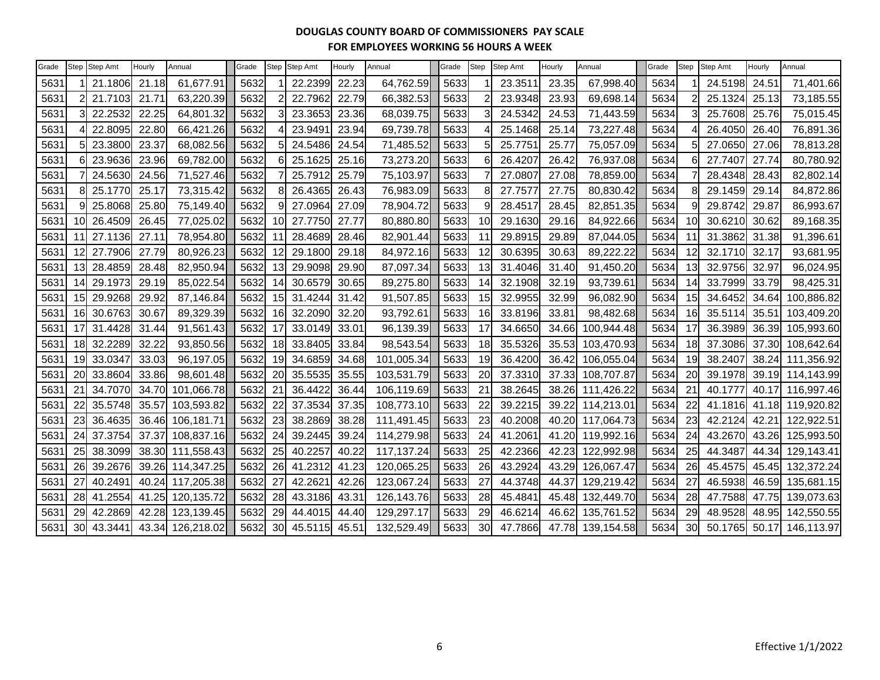**DOUGLAS COUNTY BOARD OF COMMISSIONERS PAY SCALE**

**FOR EMPLOYEES WORKING 56 HOURS A WEEK**

| Grade | Step | Step Amt | Hourly | Annual | Grade | Step | Step Amt | Hourly | Annual | Grade | Step | Step Amt | Hourly | Annual | Grade | Step | Step Amt | Hourly | Annual |
|---|---|---|---|---|---|---|---|---|---|---|---|---|---|---|---|---|---|---|---|
| 5631 | 1 | 21.1806 | 21.18 | 61,677.91 | 5632 | 1 | 22.2399 | 22.23 | 64,762.59 | 5633 | 1 | 23.3511 | 23.35 | 67,998.40 | 5634 | 1 | 24.5198 | 24.51 | 71,401.66 |
| 5631 | 2 | 21.7103 | 21.71 | 63,220.39 | 5632 | 2 | 22.7962 | 22.79 | 66,382.53 | 5633 | 2 | 23.9348 | 23.93 | 69,698.14 | 5634 | 2 | 25.1324 | 25.13 | 73,185.55 |
| 5631 | 3 | 22.2532 | 22.25 | 64,801.32 | 5632 | 3 | 23.3653 | 23.36 | 68,039.75 | 5633 | 3 | 24.5342 | 24.53 | 71,443.59 | 5634 | 3 | 25.7608 | 25.76 | 75,015.45 |
| 5631 | 4 | 22.8095 | 22.80 | 66,421.26 | 5632 | 4 | 23.9491 | 23.94 | 69,739.78 | 5633 | 4 | 25.1468 | 25.14 | 73,227.48 | 5634 | 4 | 26.4050 | 26.40 | 76,891.36 |
| 5631 | 5 | 23.3800 | 23.37 | 68,082.56 | 5632 | 5 | 24.5486 | 24.54 | 71,485.52 | 5633 | 5 | 25.7751 | 25.77 | 75,057.09 | 5634 | 5 | 27.0650 | 27.06 | 78,813.28 |
| 5631 | 6 | 23.9636 | 23.96 | 69,782.00 | 5632 | 6 | 25.1625 | 25.16 | 73,273.20 | 5633 | 6 | 26.4207 | 26.42 | 76,937.08 | 5634 | 6 | 27.7407 | 27.74 | 80,780.92 |
| 5631 | 7 | 24.5630 | 24.56 | 71,527.46 | 5632 | 7 | 25.7912 | 25.79 | 75,103.97 | 5633 | 7 | 27.0807 | 27.08 | 78,859.00 | 5634 | 7 | 28.4348 | 28.43 | 82,802.14 |
| 5631 | 8 | 25.1770 | 25.17 | 73,315.42 | 5632 | 8 | 26.4365 | 26.43 | 76,983.09 | 5633 | 8 | 27.7577 | 27.75 | 80,830.42 | 5634 | 8 | 29.1459 | 29.14 | 84,872.86 |
| 5631 | 9 | 25.8068 | 25.80 | 75,149.40 | 5632 | 9 | 27.0964 | 27.09 | 78,904.72 | 5633 | 9 | 28.4517 | 28.45 | 82,851.35 | 5634 | 9 | 29.8742 | 29.87 | 86,993.67 |
| 5631 | 10 | 26.4509 | 26.45 | 77,025.02 | 5632 | 10 | 27.7750 | 27.77 | 80,880.80 | 5633 | 10 | 29.1630 | 29.16 | 84,922.66 | 5634 | 10 | 30.6210 | 30.62 | 89,168.35 |
| 5631 | 11 | 27.1136 | 27.11 | 78,954.80 | 5632 | 11 | 28.4689 | 28.46 | 82,901.44 | 5633 | 11 | 29.8915 | 29.89 | 87,044.05 | 5634 | 11 | 31.3862 | 31.38 | 91,396.61 |
| 5631 | 12 | 27.7906 | 27.79 | 80,926.23 | 5632 | 12 | 29.1800 | 29.18 | 84,972.16 | 5633 | 12 | 30.6395 | 30.63 | 89,222.22 | 5634 | 12 | 32.1710 | 32.17 | 93,681.95 |
| 5631 | 13 | 28.4859 | 28.48 | 82,950.94 | 5632 | 13 | 29.9098 | 29.90 | 87,097.34 | 5633 | 13 | 31.4046 | 31.40 | 91,450.20 | 5634 | 13 | 32.9756 | 32.97 | 96,024.95 |
| 5631 | 14 | 29.1973 | 29.19 | 85,022.54 | 5632 | 14 | 30.6579 | 30.65 | 89,275.80 | 5633 | 14 | 32.1908 | 32.19 | 93,739.61 | 5634 | 14 | 33.7999 | 33.79 | 98,425.31 |
| 5631 | 15 | 29.9268 | 29.92 | 87,146.84 | 5632 | 15 | 31.4244 | 31.42 | 91,507.85 | 5633 | 15 | 32.9955 | 32.99 | 96,082.90 | 5634 | 15 | 34.6452 | 34.64 | 100,886.82 |
| 5631 | 16 | 30.6763 | 30.67 | 89,329.39 | 5632 | 16 | 32.2090 | 32.20 | 93,792.61 | 5633 | 16 | 33.8196 | 33.81 | 98,482.68 | 5634 | 16 | 35.5114 | 35.51 | 103,409.20 |
| 5631 | 17 | 31.4428 | 31.44 | 91,561.43 | 5632 | 17 | 33.0149 | 33.01 | 96,139.39 | 5633 | 17 | 34.6650 | 34.66 | 100,944.48 | 5634 | 17 | 36.3989 | 36.39 | 105,993.60 |
| 5631 | 18 | 32.2289 | 32.22 | 93,850.56 | 5632 | 18 | 33.8405 | 33.84 | 98,543.54 | 5633 | 18 | 35.5326 | 35.53 | 103,470.93 | 5634 | 18 | 37.3086 | 37.30 | 108,642.64 |
| 5631 | 19 | 33.0347 | 33.03 | 96,197.05 | 5632 | 19 | 34.6859 | 34.68 | 101,005.34 | 5633 | 19 | 36.4200 | 36.42 | 106,055.04 | 5634 | 19 | 38.2407 | 38.24 | 111,356.92 |
| 5631 | 20 | 33.8604 | 33.86 | 98,601.48 | 5632 | 20 | 35.5535 | 35.55 | 103,531.79 | 5633 | 20 | 37.3310 | 37.33 | 108,707.87 | 5634 | 20 | 39.1978 | 39.19 | 114,143.99 |
| 5631 | 21 | 34.7070 | 34.70 | 101,066.78 | 5632 | 21 | 36.4422 | 36.44 | 106,119.69 | 5633 | 21 | 38.2645 | 38.26 | 111,426.22 | 5634 | 21 | 40.1777 | 40.17 | 116,997.46 |
| 5631 | 22 | 35.5748 | 35.57 | 103,593.82 | 5632 | 22 | 37.3534 | 37.35 | 108,773.10 | 5633 | 22 | 39.2215 | 39.22 | 114,213.01 | 5634 | 22 | 41.1816 | 41.18 | 119,920.82 |
| 5631 | 23 | 36.4635 | 36.46 | 106,181.71 | 5632 | 23 | 38.2869 | 38.28 | 111,491.45 | 5633 | 23 | 40.2008 | 40.20 | 117,064.73 | 5634 | 23 | 42.2124 | 42.21 | 122,922.51 |
| 5631 | 24 | 37.3754 | 37.37 | 108,837.16 | 5632 | 24 | 39.2445 | 39.24 | 114,279.98 | 5633 | 24 | 41.2061 | 41.20 | 119,992.16 | 5634 | 24 | 43.2670 | 43.26 | 125,993.50 |
| 5631 | 25 | 38.3099 | 38.30 | 111,558.43 | 5632 | 25 | 40.2257 | 40.22 | 117,137.24 | 5633 | 25 | 42.2366 | 42.23 | 122,992.98 | 5634 | 25 | 44.3487 | 44.34 | 129,143.41 |
| 5631 | 26 | 39.2676 | 39.26 | 114,347.25 | 5632 | 26 | 41.2312 | 41.23 | 120,065.25 | 5633 | 26 | 43.2924 | 43.29 | 126,067.47 | 5634 | 26 | 45.4575 | 45.45 | 132,372.24 |
| 5631 | 27 | 40.2491 | 40.24 | 117,205.38 | 5632 | 27 | 42.2621 | 42.26 | 123,067.24 | 5633 | 27 | 44.3748 | 44.37 | 129,219.42 | 5634 | 27 | 46.5938 | 46.59 | 135,681.15 |
| 5631 | 28 | 41.2554 | 41.25 | 120,135.72 | 5632 | 28 | 43.3186 | 43.31 | 126,143.76 | 5633 | 28 | 45.4841 | 45.48 | 132,449.70 | 5634 | 28 | 47.7588 | 47.75 | 139,073.63 |
| 5631 | 29 | 42.2869 | 42.28 | 123,139.45 | 5632 | 29 | 44.4015 | 44.40 | 129,297.17 | 5633 | 29 | 46.6214 | 46.62 | 135,761.52 | 5634 | 29 | 48.9528 | 48.95 | 142,550.55 |
| 5631 | 30 | 43.3441 | 43.34 | 126,218.02 | 5632 | 30 | 45.5115 | 45.51 | 132,529.49 | 5633 | 30 | 47.7866 | 47.78 | 139,154.58 | 5634 | 30 | 50.1765 | 50.17 | 146,113.97 |

Effective 1/1/2022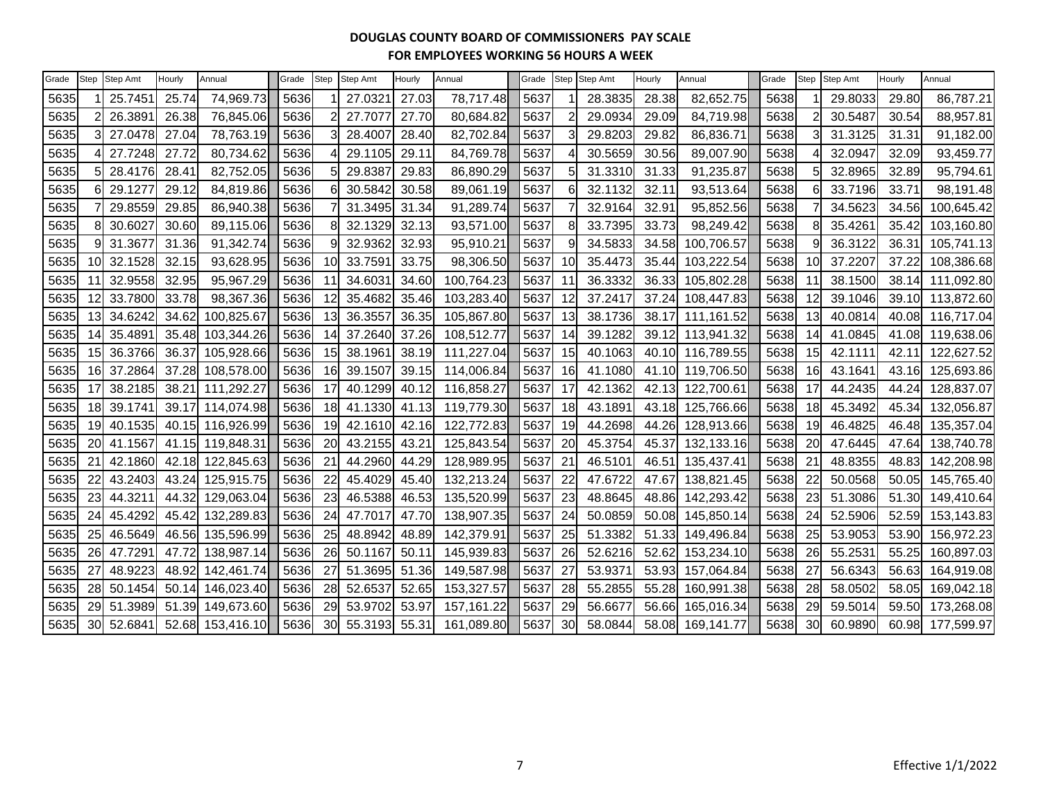# DOUGLAS COUNTY BOARD OF COMMISSIONERS PAY SCALE
## FOR EMPLOYEES WORKING 56 HOURS A WEEK

| Grade | Step | Step Amt | Hourly | Annual | Grade | Step | Step Amt | Hourly | Annual | Grade | Step | Step Amt | Hourly | Annual | Grade | Step | Step Amt | Hourly | Annual |
|---|---|---|---|---|---|---|---|---|---|---|---|---|---|---|---|---|---|---|---|
| 5635 | 1 | 25.7451 | 25.74 | 74,969.73 | 5636 | 1 | 27.0321 | 27.03 | 78,717.48 | 5637 | 1 | 28.3835 | 28.38 | 82,652.75 | 5638 | 1 | 29.8033 | 29.80 | 86,787.21 |
| 5635 | 2 | 26.3891 | 26.38 | 76,845.06 | 5636 | 2 | 27.7077 | 27.70 | 80,684.82 | 5637 | 2 | 29.0934 | 29.09 | 84,719.98 | 5638 | 2 | 30.5487 | 30.54 | 88,957.81 |
| 5635 | 3 | 27.0478 | 27.04 | 78,763.19 | 5636 | 3 | 28.4007 | 28.40 | 82,702.84 | 5637 | 3 | 29.8203 | 29.82 | 86,836.71 | 5638 | 3 | 31.3125 | 31.31 | 91,182.00 |
| 5635 | 4 | 27.7248 | 27.72 | 80,734.62 | 5636 | 4 | 29.1105 | 29.11 | 84,769.78 | 5637 | 4 | 30.5659 | 30.56 | 89,007.90 | 5638 | 4 | 32.0947 | 32.09 | 93,459.77 |
| 5635 | 5 | 28.4176 | 28.41 | 82,752.05 | 5636 | 5 | 29.8387 | 29.83 | 86,890.29 | 5637 | 5 | 31.3310 | 31.33 | 91,235.87 | 5638 | 5 | 32.8965 | 32.89 | 95,794.61 |
| 5635 | 6 | 29.1277 | 29.12 | 84,819.86 | 5636 | 6 | 30.5842 | 30.58 | 89,061.19 | 5637 | 6 | 32.1132 | 32.11 | 93,513.64 | 5638 | 6 | 33.7196 | 33.71 | 98,191.48 |
| 5635 | 7 | 29.8559 | 29.85 | 86,940.38 | 5636 | 7 | 31.3495 | 31.34 | 91,289.74 | 5637 | 7 | 32.9164 | 32.91 | 95,852.56 | 5638 | 7 | 34.5623 | 34.56 | 100,645.42 |
| 5635 | 8 | 30.6027 | 30.60 | 89,115.06 | 5636 | 8 | 32.1329 | 32.13 | 93,571.00 | 5637 | 8 | 33.7395 | 33.73 | 98,249.42 | 5638 | 8 | 35.4261 | 35.42 | 103,160.80 |
| 5635 | 9 | 31.3677 | 31.36 | 91,342.74 | 5636 | 9 | 32.9362 | 32.93 | 95,910.21 | 5637 | 9 | 34.5833 | 34.58 | 100,706.57 | 5638 | 9 | 36.3122 | 36.31 | 105,741.13 |
| 5635 | 10 | 32.1528 | 32.15 | 93,628.95 | 5636 | 10 | 33.7591 | 33.75 | 98,306.50 | 5637 | 10 | 35.4473 | 35.44 | 103,222.54 | 5638 | 10 | 37.2207 | 37.22 | 108,386.68 |
| 5635 | 11 | 32.9558 | 32.95 | 95,967.29 | 5636 | 11 | 34.6031 | 34.60 | 100,764.23 | 5637 | 11 | 36.3332 | 36.33 | 105,802.28 | 5638 | 11 | 38.1500 | 38.14 | 111,092.80 |
| 5635 | 12 | 33.7800 | 33.78 | 98,367.36 | 5636 | 12 | 35.4682 | 35.46 | 103,283.40 | 5637 | 12 | 37.2417 | 37.24 | 108,447.83 | 5638 | 12 | 39.1046 | 39.10 | 113,872.60 |
| 5635 | 13 | 34.6242 | 34.62 | 100,825.67 | 5636 | 13 | 36.3557 | 36.35 | 105,867.80 | 5637 | 13 | 38.1736 | 38.17 | 111,161.52 | 5638 | 13 | 40.0814 | 40.08 | 116,717.04 |
| 5635 | 14 | 35.4891 | 35.48 | 103,344.26 | 5636 | 14 | 37.2640 | 37.26 | 108,512.77 | 5637 | 14 | 39.1282 | 39.12 | 113,941.32 | 5638 | 14 | 41.0845 | 41.08 | 119,638.06 |
| 5635 | 15 | 36.3766 | 36.37 | 105,928.66 | 5636 | 15 | 38.1961 | 38.19 | 111,227.04 | 5637 | 15 | 40.1063 | 40.10 | 116,789.55 | 5638 | 15 | 42.1111 | 42.11 | 122,627.52 |
| 5635 | 16 | 37.2864 | 37.28 | 108,578.00 | 5636 | 16 | 39.1507 | 39.15 | 114,006.84 | 5637 | 16 | 41.1080 | 41.10 | 119,706.50 | 5638 | 16 | 43.1641 | 43.16 | 125,693.86 |
| 5635 | 17 | 38.2185 | 38.21 | 111,292.27 | 5636 | 17 | 40.1299 | 40.12 | 116,858.27 | 5637 | 17 | 42.1362 | 42.13 | 122,700.61 | 5638 | 17 | 44.2435 | 44.24 | 128,837.07 |
| 5635 | 18 | 39.1741 | 39.17 | 114,074.98 | 5636 | 18 | 41.1330 | 41.13 | 119,779.30 | 5637 | 18 | 43.1891 | 43.18 | 125,766.66 | 5638 | 18 | 45.3492 | 45.34 | 132,056.87 |
| 5635 | 19 | 40.1535 | 40.15 | 116,926.99 | 5636 | 19 | 42.1610 | 42.16 | 122,772.83 | 5637 | 19 | 44.2698 | 44.26 | 128,913.66 | 5638 | 19 | 46.4825 | 46.48 | 135,357.04 |
| 5635 | 20 | 41.1567 | 41.15 | 119,848.31 | 5636 | 20 | 43.2155 | 43.21 | 125,843.54 | 5637 | 20 | 45.3754 | 45.37 | 132,133.16 | 5638 | 20 | 47.6445 | 47.64 | 138,740.78 |
| 5635 | 21 | 42.1860 | 42.18 | 122,845.63 | 5636 | 21 | 44.2960 | 44.29 | 128,989.95 | 5637 | 21 | 46.5101 | 46.51 | 135,437.41 | 5638 | 21 | 48.8355 | 48.83 | 142,208.98 |
| 5635 | 22 | 43.2403 | 43.24 | 125,915.75 | 5636 | 22 | 45.4029 | 45.40 | 132,213.24 | 5637 | 22 | 47.6722 | 47.67 | 138,821.45 | 5638 | 22 | 50.0568 | 50.05 | 145,765.40 |
| 5635 | 23 | 44.3211 | 44.32 | 129,063.04 | 5636 | 23 | 46.5388 | 46.53 | 135,520.99 | 5637 | 23 | 48.8645 | 48.86 | 142,293.42 | 5638 | 23 | 51.3086 | 51.30 | 149,410.64 |
| 5635 | 24 | 45.4292 | 45.42 | 132,289.83 | 5636 | 24 | 47.7017 | 47.70 | 138,907.35 | 5637 | 24 | 50.0859 | 50.08 | 145,850.14 | 5638 | 24 | 52.5906 | 52.59 | 153,143.83 |
| 5635 | 25 | 46.5649 | 46.56 | 135,596.99 | 5636 | 25 | 48.8942 | 48.89 | 142,379.91 | 5637 | 25 | 51.3382 | 51.33 | 149,496.84 | 5638 | 25 | 53.9053 | 53.90 | 156,972.23 |
| 5635 | 26 | 47.7291 | 47.72 | 138,987.14 | 5636 | 26 | 50.1167 | 50.11 | 145,939.83 | 5637 | 26 | 52.6216 | 52.62 | 153,234.10 | 5638 | 26 | 55.2531 | 55.25 | 160,897.03 |
| 5635 | 27 | 48.9223 | 48.92 | 142,461.74 | 5636 | 27 | 51.3695 | 51.36 | 149,587.98 | 5637 | 27 | 53.9371 | 53.93 | 157,064.84 | 5638 | 27 | 56.6343 | 56.63 | 164,919.08 |
| 5635 | 28 | 50.1454 | 50.14 | 146,023.40 | 5636 | 28 | 52.6537 | 52.65 | 153,327.57 | 5637 | 28 | 55.2855 | 55.28 | 160,991.38 | 5638 | 28 | 58.0502 | 58.05 | 169,042.18 |
| 5635 | 29 | 51.3989 | 51.39 | 149,673.60 | 5636 | 29 | 53.9702 | 53.97 | 157,161.22 | 5637 | 29 | 56.6677 | 56.66 | 165,016.34 | 5638 | 29 | 59.5014 | 59.50 | 173,268.08 |
| 5635 | 30 | 52.6841 | 52.68 | 153,416.10 | 5636 | 30 | 55.3193 | 55.31 | 161,089.80 | 5637 | 30 | 58.0844 | 58.08 | 169,141.77 | 5638 | 30 | 60.9890 | 60.98 | 177,599.97 |

Effective 1/1/2022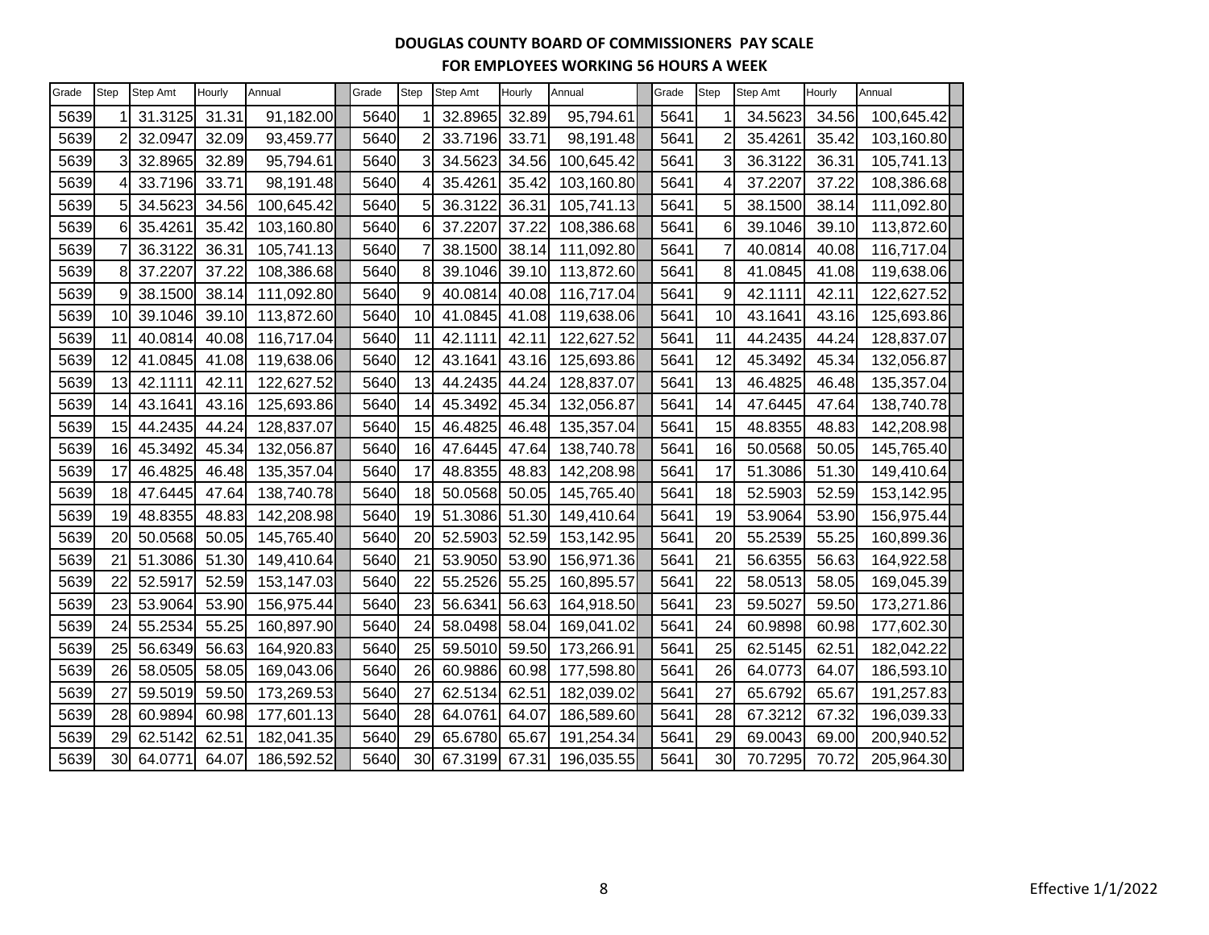## DOUGLAS COUNTY BOARD OF COMMISSIONERS PAY SCALE
## FOR EMPLOYEES WORKING 56 HOURS A WEEK

| Grade | Step | Step Amt | Hourly | Annual | Grade | Step | Step Amt | Hourly | Annual | Grade | Step | Step Amt | Hourly | Annual |
|---|---|---|---|---|---|---|---|---|---|---|---|---|---|---|
| 5639 | 1 | 31.3125 | 31.31 | 91,182.00 | 5640 | 1 | 32.8965 | 32.89 | 95,794.61 | 5641 | 1 | 34.5623 | 34.56 | 100,645.42 |
| 5639 | 2 | 32.0947 | 32.09 | 93,459.77 | 5640 | 2 | 33.7196 | 33.71 | 98,191.48 | 5641 | 2 | 35.4261 | 35.42 | 103,160.80 |
| 5639 | 3 | 32.8965 | 32.89 | 95,794.61 | 5640 | 3 | 34.5623 | 34.56 | 100,645.42 | 5641 | 3 | 36.3122 | 36.31 | 105,741.13 |
| 5639 | 4 | 33.7196 | 33.71 | 98,191.48 | 5640 | 4 | 35.4261 | 35.42 | 103,160.80 | 5641 | 4 | 37.2207 | 37.22 | 108,386.68 |
| 5639 | 5 | 34.5623 | 34.56 | 100,645.42 | 5640 | 5 | 36.3122 | 36.31 | 105,741.13 | 5641 | 5 | 38.1500 | 38.14 | 111,092.80 |
| 5639 | 6 | 35.4261 | 35.42 | 103,160.80 | 5640 | 6 | 37.2207 | 37.22 | 108,386.68 | 5641 | 6 | 39.1046 | 39.10 | 113,872.60 |
| 5639 | 7 | 36.3122 | 36.31 | 105,741.13 | 5640 | 7 | 38.1500 | 38.14 | 111,092.80 | 5641 | 7 | 40.0814 | 40.08 | 116,717.04 |
| 5639 | 8 | 37.2207 | 37.22 | 108,386.68 | 5640 | 8 | 39.1046 | 39.10 | 113,872.60 | 5641 | 8 | 41.0845 | 41.08 | 119,638.06 |
| 5639 | 9 | 38.1500 | 38.14 | 111,092.80 | 5640 | 9 | 40.0814 | 40.08 | 116,717.04 | 5641 | 9 | 42.1111 | 42.11 | 122,627.52 |
| 5639 | 10 | 39.1046 | 39.10 | 113,872.60 | 5640 | 10 | 41.0845 | 41.08 | 119,638.06 | 5641 | 10 | 43.1641 | 43.16 | 125,693.86 |
| 5639 | 11 | 40.0814 | 40.08 | 116,717.04 | 5640 | 11 | 42.1111 | 42.11 | 122,627.52 | 5641 | 11 | 44.2435 | 44.24 | 128,837.07 |
| 5639 | 12 | 41.0845 | 41.08 | 119,638.06 | 5640 | 12 | 43.1641 | 43.16 | 125,693.86 | 5641 | 12 | 45.3492 | 45.34 | 132,056.87 |
| 5639 | 13 | 42.1111 | 42.11 | 122,627.52 | 5640 | 13 | 44.2435 | 44.24 | 128,837.07 | 5641 | 13 | 46.4825 | 46.48 | 135,357.04 |
| 5639 | 14 | 43.1641 | 43.16 | 125,693.86 | 5640 | 14 | 45.3492 | 45.34 | 132,056.87 | 5641 | 14 | 47.6445 | 47.64 | 138,740.78 |
| 5639 | 15 | 44.2435 | 44.24 | 128,837.07 | 5640 | 15 | 46.4825 | 46.48 | 135,357.04 | 5641 | 15 | 48.8355 | 48.83 | 142,208.98 |
| 5639 | 16 | 45.3492 | 45.34 | 132,056.87 | 5640 | 16 | 47.6445 | 47.64 | 138,740.78 | 5641 | 16 | 50.0568 | 50.05 | 145,765.40 |
| 5639 | 17 | 46.4825 | 46.48 | 135,357.04 | 5640 | 17 | 48.8355 | 48.83 | 142,208.98 | 5641 | 17 | 51.3086 | 51.30 | 149,410.64 |
| 5639 | 18 | 47.6445 | 47.64 | 138,740.78 | 5640 | 18 | 50.0568 | 50.05 | 145,765.40 | 5641 | 18 | 52.5903 | 52.59 | 153,142.95 |
| 5639 | 19 | 48.8355 | 48.83 | 142,208.98 | 5640 | 19 | 51.3086 | 51.30 | 149,410.64 | 5641 | 19 | 53.9064 | 53.90 | 156,975.44 |
| 5639 | 20 | 50.0568 | 50.05 | 145,765.40 | 5640 | 20 | 52.5903 | 52.59 | 153,142.95 | 5641 | 20 | 55.2539 | 55.25 | 160,899.36 |
| 5639 | 21 | 51.3086 | 51.30 | 149,410.64 | 5640 | 21 | 53.9050 | 53.90 | 156,971.36 | 5641 | 21 | 56.6355 | 56.63 | 164,922.58 |
| 5639 | 22 | 52.5917 | 52.59 | 153,147.03 | 5640 | 22 | 55.2526 | 55.25 | 160,895.57 | 5641 | 22 | 58.0513 | 58.05 | 169,045.39 |
| 5639 | 23 | 53.9064 | 53.90 | 156,975.44 | 5640 | 23 | 56.6341 | 56.63 | 164,918.50 | 5641 | 23 | 59.5027 | 59.50 | 173,271.86 |
| 5639 | 24 | 55.2534 | 55.25 | 160,897.90 | 5640 | 24 | 58.0498 | 58.04 | 169,041.02 | 5641 | 24 | 60.9898 | 60.98 | 177,602.30 |
| 5639 | 25 | 56.6349 | 56.63 | 164,920.83 | 5640 | 25 | 59.5010 | 59.50 | 173,266.91 | 5641 | 25 | 62.5145 | 62.51 | 182,042.22 |
| 5639 | 26 | 58.0505 | 58.05 | 169,043.06 | 5640 | 26 | 60.9886 | 60.98 | 177,598.80 | 5641 | 26 | 64.0773 | 64.07 | 186,593.10 |
| 5639 | 27 | 59.5019 | 59.50 | 173,269.53 | 5640 | 27 | 62.5134 | 62.51 | 182,039.02 | 5641 | 27 | 65.6792 | 65.67 | 191,257.83 |
| 5639 | 28 | 60.9894 | 60.98 | 177,601.13 | 5640 | 28 | 64.0761 | 64.07 | 186,589.60 | 5641 | 28 | 67.3212 | 67.32 | 196,039.33 |
| 5639 | 29 | 62.5142 | 62.51 | 182,041.35 | 5640 | 29 | 65.6780 | 65.67 | 191,254.34 | 5641 | 29 | 69.0043 | 69.00 | 200,940.52 |
| 5639 | 30 | 64.0771 | 64.07 | 186,592.52 | 5640 | 30 | 67.3199 | 67.31 | 196,035.55 | 5641 | 30 | 70.7295 | 70.72 | 205,964.30 |

Effective 1/1/2022